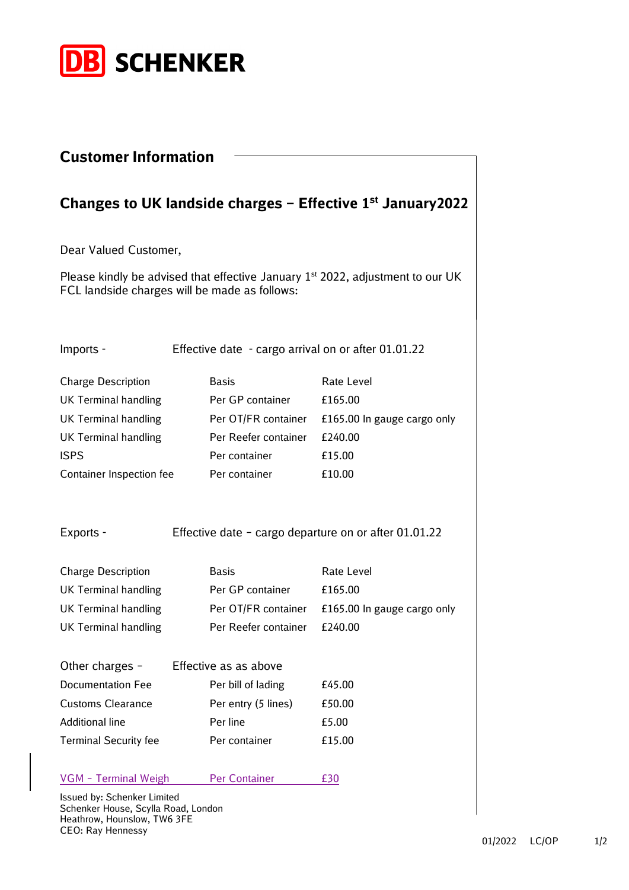DB SCHENKER

## Customer Information

## Changes to UK landside charges – Effective 1st January2022

Dear Valued Customer,

Please kindly be advised that effective January 1st 2022, adjustment to our UK FCL landside charges will be made as follows:

Imports - Effective date - cargo arrival on or after 01.01.22

| Charge Description | Basis | Rate Level |
| --- | --- | --- |
| UK Terminal handling | Per GP container | £165.00 |
| UK Terminal handling | Per OT/FR container | £165.00 In gauge cargo only |
| UK Terminal handling | Per Reefer container | £240.00 |
| ISPS | Per container | £15.00 |
| Container Inspection fee | Per container | £10.00 |

Exports - Effective date – cargo departure on or after 01.01.22

| Charge Description | Basis | Rate Level |
| --- | --- | --- |
| UK Terminal handling | Per GP container | £165.00 |
| UK Terminal handling | Per OT/FR container | £165.00 In gauge cargo only |
| UK Terminal handling | Per Reefer container | £240.00 |

Other charges – Effective as above

| Charge Description | Basis | Rate Level |
| --- | --- | --- |
| Documentation Fee | Per bill of lading | £45.00 |
| Customs Clearance | Per entry (5 lines) | £50.00 |
| Additional line | Per line | £5.00 |
| Terminal Security fee | Per container | £15.00 |
| VGM – Terminal Weigh | Per Container | £30 |

Issued by: Schenker Limited
Schenker House, Scylla Road, London
Heathrow, Hounslow, TW6 3FE
CEO: Ray Hennessy

01/2022 LC/OP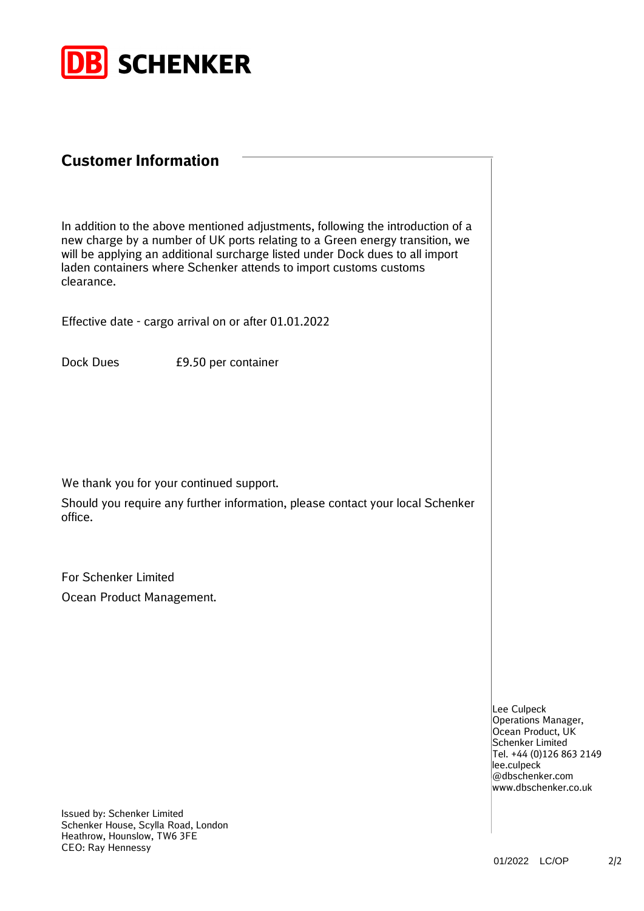DB SCHENKER

## Customer Information

In addition to the above mentioned adjustments, following the introduction of a new charge by a number of UK ports relating to a Green energy transition, we will be applying an additional surcharge listed under Dock dues to all import laden containers where Schenker attends to import customs customs clearance.

Effective date - cargo arrival on or after 01.01.2022

| | |
|---|---|
| Dock Dues | £9.50 per container |

We thank you for your continued support.

Should you require any further information, please contact your local Schenker office.

For Schenker Limited

Ocean Product Management.

Lee Culpeck
Operations Manager,
Ocean Product, UK
Schenker Limited
Tel. +44 (0)126 863 2149
lee.culpeck@dbschenker.com
www.dbschenker.co.uk

Issued by: Schenker Limited
Schenker House, Scylla Road, London
Heathrow, Hounslow, TW6 3FE
CEO: Ray Hennessy

01/2022 LC/OP